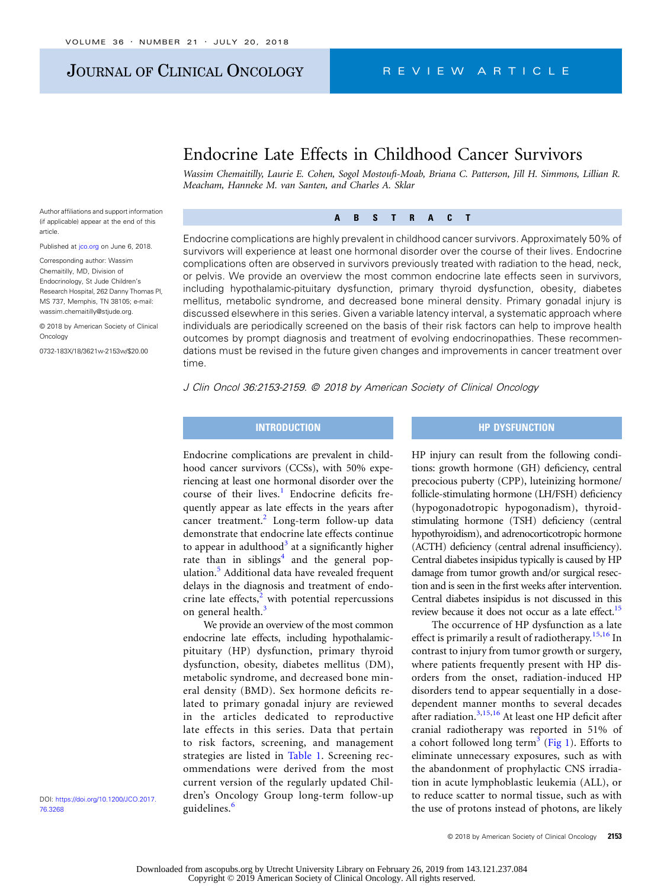# Endocrine Late Effects in Childhood Cancer Survivors

*Wassim Chemaitilly, Laurie E. Cohen, Sogol Mostoufi-Moab, Briana C. Patterson, Jill H. Simmons, Lillian R. Meacham, Hanneke M. van Santen, and Charles A. Sklar*

Author affiliations and support information (if applicable) appear at the end of this article.

Published at jco.org on June 6, 2018.

Corresponding author: Wassim Chemaitilly, MD, Division of Endocrinology, St Jude Children's Research Hospital, 262 Danny Thomas Pl, MS 737, Memphis, TN 38105; e-mail: wassim.chemaitilly@stjude.org.

© 2018 by American Society of Clinical Oncology

0732-183X/18/3621w-2153w/$20.00

DOI: https://doi.org/10.1200/JCO.2017.76.3268

## ABSTRACT

Endocrine complications are highly prevalent in childhood cancer survivors. Approximately 50% of survivors will experience at least one hormonal disorder over the course of their lives. Endocrine complications often are observed in survivors previously treated with radiation to the head, neck, or pelvis. We provide an overview the most common endocrine late effects seen in survivors, including hypothalamic-pituitary dysfunction, primary thyroid dysfunction, obesity, diabetes mellitus, metabolic syndrome, and decreased bone mineral density. Primary gonadal injury is discussed elsewhere in this series. Given a variable latency interval, a systematic approach where individuals are periodically screened on the basis of their risk factors can help to improve health outcomes by prompt diagnosis and treatment of evolving endocrinopathies. These recommendations must be revised in the future given changes and improvements in cancer treatment over time.

*J Clin Oncol 36:2153-2159. © 2018 by American Society of Clinical Oncology*

## INTRODUCTION

Endocrine complications are prevalent in childhood cancer survivors (CCSs), with 50% experiencing at least one hormonal disorder over the course of their lives.[1] Endocrine deficits frequently appear as late effects in the years after cancer treatment.[2] Long-term follow-up data demonstrate that endocrine late effects continue to appear in adulthood[3] at a significantly higher rate than in siblings[4] and the general population.[5] Additional data have revealed frequent delays in the diagnosis and treatment of endocrine late effects,[2] with potential repercussions on general health.[3]

We provide an overview of the most common endocrine late effects, including hypothalamic-pituitary (HP) dysfunction, primary thyroid dysfunction, obesity, diabetes mellitus (DM), metabolic syndrome, and decreased bone mineral density (BMD). Sex hormone deficits related to primary gonadal injury are reviewed in the articles dedicated to reproductive late effects in this series. Data that pertain to risk factors, screening, and management strategies are listed in Table 1. Screening recommendations were derived from the most current version of the regularly updated Children's Oncology Group long-term follow-up guidelines.[6]

## HP DYSFUNCTION

HP injury can result from the following conditions: growth hormone (GH) deficiency, central precocious puberty (CPP), luteinizing hormone/follicle-stimulating hormone (LH/FSH) deficiency (hypogonadotropic hypogonadism), thyroid-stimulating hormone (TSH) deficiency (central hypothyroidism), and adrenocorticotropic hormone (ACTH) deficiency (central adrenal insufficiency). Central diabetes insipidus typically is caused by HP damage from tumor growth and/or surgical resection and is seen in the first weeks after intervention. Central diabetes insipidus is not discussed in this review because it does not occur as a late effect.[15]

The occurrence of HP dysfunction as a late effect is primarily a result of radiotherapy.[15,16] In contrast to injury from tumor growth or surgery, where patients frequently present with HP disorders from the onset, radiation-induced HP disorders tend to appear sequentially in a dose-dependent manner months to several decades after radiation.[3,15,16] At least one HP deficit after cranial radiotherapy was reported in 51% of a cohort followed long term[3] (Fig 1). Efforts to eliminate unnecessary exposures, such as with the abandonment of prophylactic CNS irradiation in acute lymphoblastic leukemia (ALL), or to reduce scatter to normal tissue, such as with the use of protons instead of photons, are likely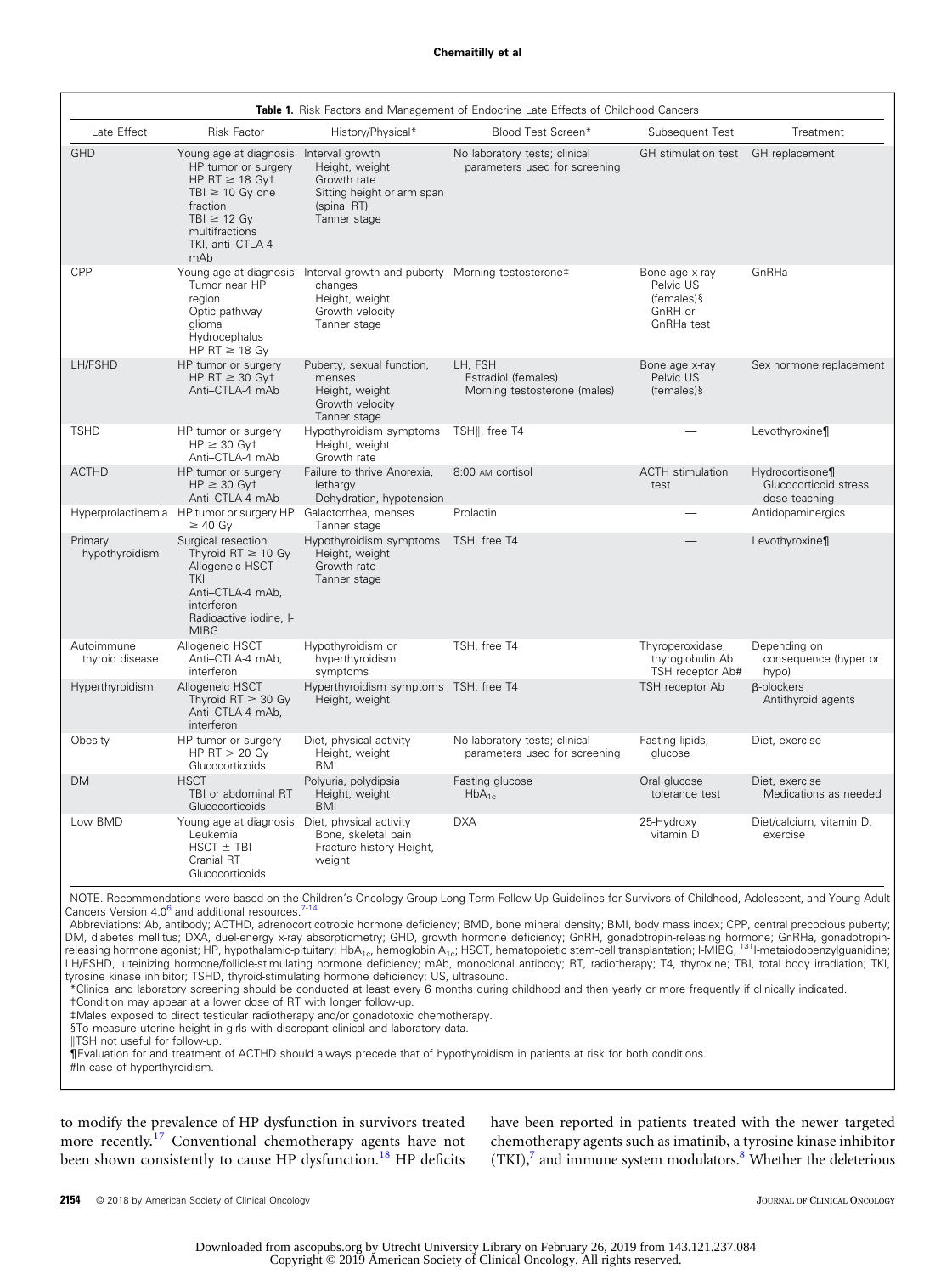**Table 1.** Risk Factors and Management of Endocrine Late Effects of Childhood Cancers

| Late Effect | Risk Factor | History/Physical* | Blood Test Screen* | Subsequent Test | Treatment |
|---|---|---|---|---|---|
| GHD | Young age at diagnosis<br>HP tumor or surgery<br>HP RT ≥ 18 Gy†<br>TBI ≥ 10 Gy one fraction<br>TBI ≥ 12 Gy multifractions<br>TKI, anti–CTLA-4 mAb | Interval growth<br>Height, weight<br>Growth rate<br>Sitting height or arm span (spinal RT)<br>Tanner stage | No laboratory tests; clinical parameters used for screening | GH stimulation test | GH replacement |
| CPP | Young age at diagnosis<br>Tumor near HP region<br>Optic pathway glioma<br>Hydrocephalus<br>HP RT ≥ 18 Gy | Interval growth and puberty changes<br>Height, weight<br>Growth velocity<br>Tanner stage | Morning testosterone‡ | Bone age x-ray<br>Pelvic US (females)§<br>GnRH or GnRHa test | GnRHa |
| LH/FSHD | HP tumor or surgery<br>HP RT ≥ 30 Gy†<br>Anti–CTLA-4 mAb | Puberty, sexual function, menses<br>Height, weight<br>Growth velocity<br>Tanner stage | LH, FSH<br>Estradiol (females)<br>Morning testosterone (males) | Bone age x-ray<br>Pelvic US (females)§ | Sex hormone replacement |
| TSHD | HP tumor or surgery<br>HP ≥ 30 Gy†<br>Anti–CTLA-4 mAb | Hypothyroidism symptoms<br>Height, weight<br>Growth rate | TSH‖, free T4 | — | Levothyroxine¶ |
| ACTHD | HP tumor or surgery<br>HP ≥ 30 Gy†<br>Anti–CTLA-4 mAb | Failure to thrive Anorexia, lethargy<br>Dehydration, hypotension | 8:00 AM cortisol | ACTH stimulation test | Hydrocortisone¶<br>Glucocorticoid stress dose teaching |
| Hyperprolactinemia | HP tumor or surgery HP ≥ 40 Gy | Galactorrhea, menses<br>Tanner stage | Prolactin | — | Antidopaminergics |
| Primary hypothyroidism | Surgical resection<br>Thyroid RT ≥ 10 Gy<br>Allogeneic HSCT<br>TKI<br>Anti–CTLA-4 mAb, interferon<br>Radioactive iodine, I-MIBG | Hypothyroidism symptoms<br>Height, weight<br>Growth rate<br>Tanner stage | TSH, free T4 | — | Levothyroxine¶ |
| Autoimmune thyroid disease | Allogeneic HSCT<br>Anti–CTLA-4 mAb, interferon | Hypothyroidism or hyperthyroidism symptoms | TSH, free T4 | Thyroperoxidase, thyroglobulin Ab<br>TSH receptor Ab# | Depending on consequence (hyper or hypo) |
| Hyperthyroidism | Allogeneic HSCT<br>Thyroid RT ≥ 30 Gy<br>Anti–CTLA-4 mAb, interferon | Hyperthyroidism symptoms<br>Height, weight | TSH, free T4 | TSH receptor Ab | β-blockers<br>Antithyroid agents |
| Obesity | HP tumor or surgery<br>HP RT > 20 Gy<br>Glucocorticoids | Diet, physical activity<br>Height, weight<br>BMI | No laboratory tests; clinical parameters used for screening | Fasting lipids, glucose | Diet, exercise |
| DM | HSCT<br>TBI or abdominal RT<br>Glucocorticoids | Polyuria, polydipsia<br>Height, weight<br>BMI | Fasting glucose<br>$HbA_{1c}$ | Oral glucose tolerance test | Diet, exercise<br>Medications as needed |
| Low BMD | Young age at diagnosis<br>Leukemia<br>HSCT ± TBI<br>Cranial RT<br>Glucocorticoids | Diet, physical activity<br>Bone, skeletal pain<br>Fracture history Height, weight | DXA | 25-Hydroxy vitamin D | Diet/calcium, vitamin D, exercise |

NOTE. Recommendations were based on the Children's Oncology Group Long-Term Follow-Up Guidelines for Survivors of Childhood, Adolescent, and Young Adult Cancers Version 4.0[6] and additional resources.[7-14]

Abbreviations: Ab, antibody; ACTHD, adrenocorticotropic hormone deficiency; BMD, bone mineral density; BMI, body mass index; CPP, central precocious puberty; DM, diabetes mellitus; DXA, duel-energy x-ray absorptiometry; GHD, growth hormone deficiency; GnRH, gonadotropin-releasing hormone; GnRHa, gonadotropin-releasing hormone agonist; HP, hypothalamic-pituitary; $HbA_{1c}$, hemoglobin $A_{1c}$; HSCT, hematopoietic stem-cell transplantation; I-MIBG, $^{131}$I-metaiodobenzylguanidine; LH/FSHD, luteinizing hormone/follicle-stimulating hormone deficiency; mAb, monoclonal antibody; RT, radiotherapy; T4, thyroxine; TBI, total body irradiation; TKI, tyrosine kinase inhibitor; TSHD, thyroid-stimulating hormone deficiency; US, ultrasound.

*Clinical and laboratory screening should be conducted at least every 6 months during childhood and then yearly or more frequently if clinically indicated.

†Condition may appear at a lower dose of RT with longer follow-up.

‡Males exposed to direct testicular radiotherapy and/or gonadotoxic chemotherapy.

§To measure uterine height in girls with discrepant clinical and laboratory data.

‖TSH not useful for follow-up.

¶Evaluation for and treatment of ACTHD should always precede that of hypothyroidism in patients at risk for both conditions.

#In case of hyperthyroidism.

to modify the prevalence of HP dysfunction in survivors treated more recently.[17] Conventional chemotherapy agents have not been shown consistently to cause HP dysfunction.[18] HP deficits have been reported in patients treated with the newer targeted chemotherapy agents such as imatinib, a tyrosine kinase inhibitor (TKI),[7] and immune system modulators.[8] Whether the deleterious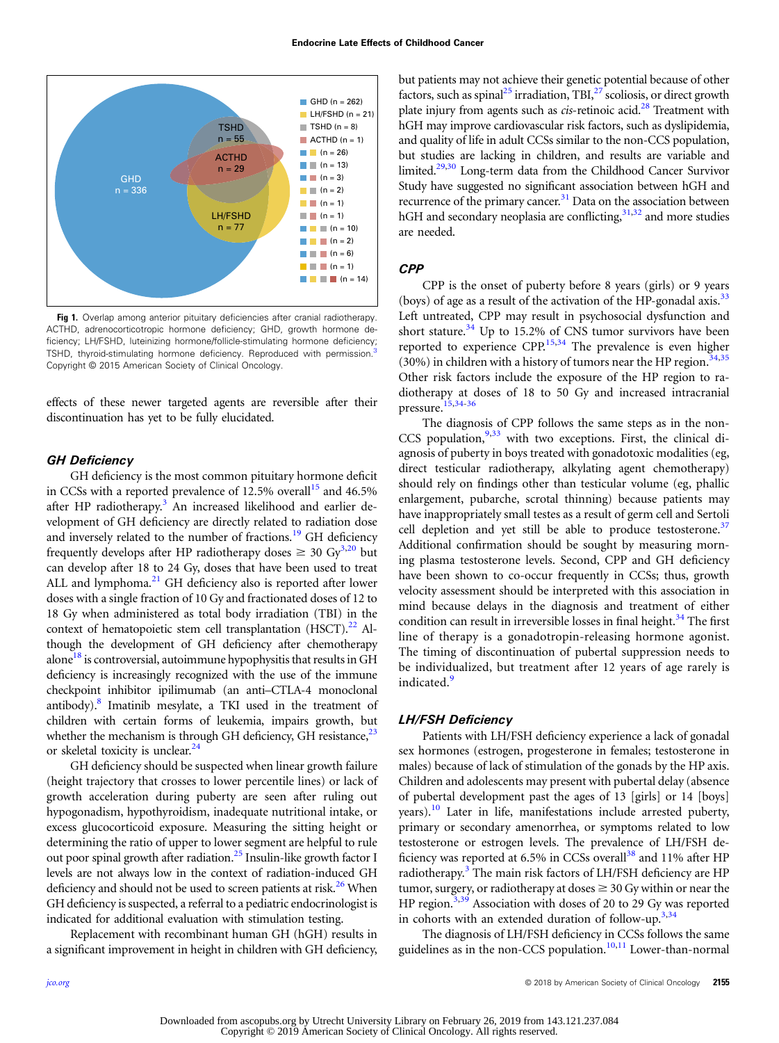Fig 1. Overlap among anterior pituitary deficiencies after cranial radiotherapy. ACTHD, adrenocorticotropic hormone deficiency; GHD, growth hormone deficiency; LH/FSHD, luteinizing hormone/follicle-stimulating hormone deficiency; TSHD, thyroid-stimulating hormone deficiency. Reproduced with permission.[3] Copyright © 2015 American Society of Clinical Oncology.

effects of these newer targeted agents are reversible after their discontinuation has yet to be fully elucidated.

### GH Deficiency

GH deficiency is the most common pituitary hormone deficit in CCSs with a reported prevalence of 12.5% overall[15] and 46.5% after HP radiotherapy.[3] An increased likelihood and earlier development of GH deficiency are directly related to radiation dose and inversely related to the number of fractions.[19] GH deficiency frequently develops after HP radiotherapy doses ≥ 30 Gy[3,20] but can develop after 18 to 24 Gy, doses that have been used to treat ALL and lymphoma.[21] GH deficiency also is reported after lower doses with a single fraction of 10 Gy and fractionated doses of 12 to 18 Gy when administered as total body irradiation (TBI) in the context of hematopoietic stem cell transplantation (HSCT).[22] Although the development of GH deficiency after chemotherapy alone[18] is controversial, autoimmune hypophysitis that results in GH deficiency is increasingly recognized with the use of the immune checkpoint inhibitor ipilimumab (an anti–CTLA-4 monoclonal antibody).[8] Imatinib mesylate, a TKI used in the treatment of children with certain forms of leukemia, impairs growth, but whether the mechanism is through GH deficiency, GH resistance,[23] or skeletal toxicity is unclear.[24]

GH deficiency should be suspected when linear growth failure (height trajectory that crosses to lower percentile lines) or lack of growth acceleration during puberty are seen after ruling out hypogonadism, hypothyroidism, inadequate nutritional intake, or excess glucocorticoid exposure. Measuring the sitting height or determining the ratio of upper to lower segment are helpful to rule out poor spinal growth after radiation.[25] Insulin-like growth factor I levels are not always low in the context of radiation-induced GH deficiency and should not be used to screen patients at risk.[26] When GH deficiency is suspected, a referral to a pediatric endocrinologist is indicated for additional evaluation with stimulation testing.

Replacement with recombinant human GH (hGH) results in a significant improvement in height in children with GH deficiency, but patients may not achieve their genetic potential because of other factors, such as spinal[25] irradiation, TBI,[27] scoliosis, or direct growth plate injury from agents such as *cis*-retinoic acid.[28] Treatment with hGH may improve cardiovascular risk factors, such as dyslipidemia, and quality of life in adult CCSs similar to the non-CCS population, but studies are lacking in children, and results are variable and limited.[29,30] Long-term data from the Childhood Cancer Survivor Study have suggested no significant association between hGH and recurrence of the primary cancer.[31] Data on the association between hGH and secondary neoplasia are conflicting,[31,32] and more studies are needed.

### CPP

CPP is the onset of puberty before 8 years (girls) or 9 years (boys) of age as a result of the activation of the HP-gonadal axis.[33] Left untreated, CPP may result in psychosocial dysfunction and short stature.[34] Up to 15.2% of CNS tumor survivors have been reported to experience CPP.[15,34] The prevalence is even higher (30%) in children with a history of tumors near the HP region.[34,35] Other risk factors include the exposure of the HP region to radiotherapy at doses of 18 to 50 Gy and increased intracranial pressure.[15,34-36]

The diagnosis of CPP follows the same steps as in the non-CCS population,[9,33] with two exceptions. First, the clinical diagnosis of puberty in boys treated with gonadotoxic modalities (eg, direct testicular radiotherapy, alkylating agent chemotherapy) should rely on findings other than testicular volume (eg, phallic enlargement, pubarche, scrotal thinning) because patients may have inappropriately small testes as a result of germ cell and Sertoli cell depletion and yet still be able to produce testosterone.[37] Additional confirmation should be sought by measuring morning plasma testosterone levels. Second, CPP and GH deficiency have been shown to co-occur frequently in CCSs; thus, growth velocity assessment should be interpreted with this association in mind because delays in the diagnosis and treatment of either condition can result in irreversible losses in final height.[34] The first line of therapy is a gonadotropin-releasing hormone agonist. The timing of discontinuation of pubertal suppression needs to be individualized, but treatment after 12 years of age rarely is indicated.[9]

### LH/FSH Deficiency

Patients with LH/FSH deficiency experience a lack of gonadal sex hormones (estrogen, progesterone in females; testosterone in males) because of lack of stimulation of the gonads by the HP axis. Children and adolescents may present with pubertal delay (absence of pubertal development past the ages of 13 [girls] or 14 [boys] years).[10] Later in life, manifestations include arrested puberty, primary or secondary amenorrhea, or symptoms related to low testosterone or estrogen levels. The prevalence of LH/FSH deficiency was reported at 6.5% in CCSs overall[38] and 11% after HP radiotherapy.[3] The main risk factors of LH/FSH deficiency are HP tumor, surgery, or radiotherapy at doses ≥ 30 Gy within or near the HP region.[3,39] Association with doses of 20 to 29 Gy was reported in cohorts with an extended duration of follow-up.[3,34]

The diagnosis of LH/FSH deficiency in CCSs follows the same guidelines as in the non-CCS population.[10,11] Lower-than-normal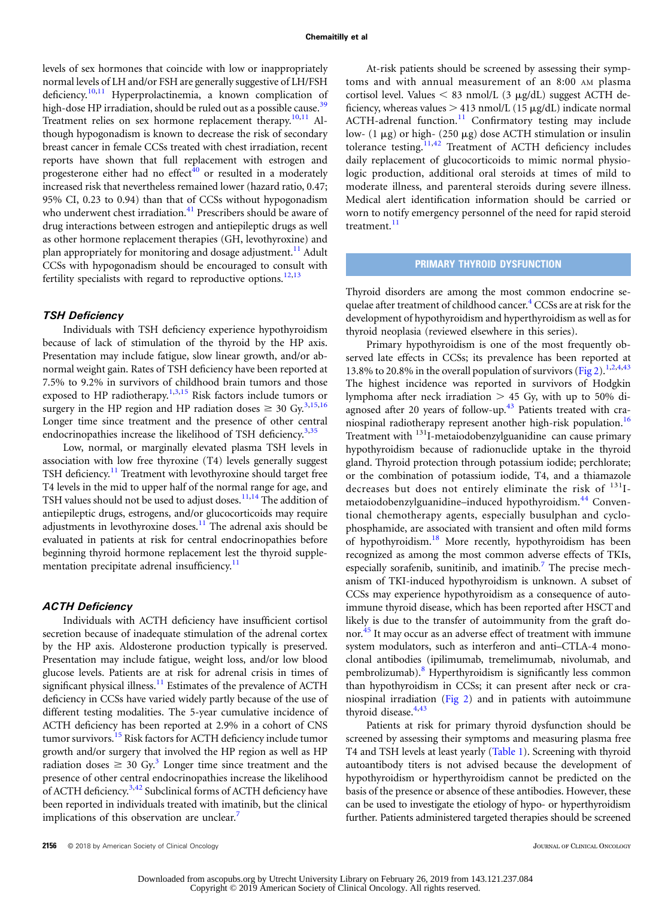levels of sex hormones that coincide with low or inappropriately normal levels of LH and/or FSH are generally suggestive of LH/FSH deficiency.[10,11] Hyperprolactinemia, a known complication of high-dose HP irradiation, should be ruled out as a possible cause.[39] Treatment relies on sex hormone replacement therapy.[10,11] Although hypogonadism is known to decrease the risk of secondary breast cancer in female CCSs treated with chest irradiation, recent reports have shown that full replacement with estrogen and progesterone either had no effect[40] or resulted in a moderately increased risk that nevertheless remained lower (hazard ratio, 0.47; 95% CI, 0.23 to 0.94) than that of CCSs without hypogonadism who underwent chest irradiation.[41] Prescribers should be aware of drug interactions between estrogen and antiepileptic drugs as well as other hormone replacement therapies (GH, levothyroxine) and plan appropriately for monitoring and dosage adjustment.[11] Adult CCSs with hypogonadism should be encouraged to consult with fertility specialists with regard to reproductive options.[12,13]

### TSH Deficiency

Individuals with TSH deficiency experience hypothyroidism because of lack of stimulation of the thyroid by the HP axis. Presentation may include fatigue, slow linear growth, and/or abnormal weight gain. Rates of TSH deficiency have been reported at 7.5% to 9.2% in survivors of childhood brain tumors and those exposed to HP radiotherapy.[1,3,15] Risk factors include tumors or surgery in the HP region and HP radiation doses ≥ 30 Gy.[3,15,16] Longer time since treatment and the presence of other central endocrinopathies increase the likelihood of TSH deficiency.[3,35]

Low, normal, or marginally elevated plasma TSH levels in association with low free thyroxine (T4) levels generally suggest TSH deficiency.[11] Treatment with levothyroxine should target free T4 levels in the mid to upper half of the normal range for age, and TSH values should not be used to adjust doses.[11,14] The addition of antiepileptic drugs, estrogens, and/or glucocorticoids may require adjustments in levothyroxine doses.[11] The adrenal axis should be evaluated in patients at risk for central endocrinopathies before beginning thyroid hormone replacement lest the thyroid supplementation precipitate adrenal insufficiency.[11]

### ACTH Deficiency

Individuals with ACTH deficiency have insufficient cortisol secretion because of inadequate stimulation of the adrenal cortex by the HP axis. Aldosterone production typically is preserved. Presentation may include fatigue, weight loss, and/or low blood glucose levels. Patients are at risk for adrenal crisis in times of significant physical illness.[11] Estimates of the prevalence of ACTH deficiency in CCSs have varied widely partly because of the use of different testing modalities. The 5-year cumulative incidence of ACTH deficiency has been reported at 2.9% in a cohort of CNS tumor survivors.[15] Risk factors for ACTH deficiency include tumor growth and/or surgery that involved the HP region as well as HP radiation doses ≥ 30 Gy.[3] Longer time since treatment and the presence of other central endocrinopathies increase the likelihood of ACTH deficiency.[3,42] Subclinical forms of ACTH deficiency have been reported in individuals treated with imatinib, but the clinical implications of this observation are unclear.[7]

At-risk patients should be screened by assessing their symptoms and with annual measurement of an 8:00 AM plasma cortisol level. Values < 83 nmol/L (3 μg/dL) suggest ACTH deficiency, whereas values > 413 nmol/L (15 μg/dL) indicate normal ACTH-adrenal function.[11] Confirmatory testing may include low- (1 μg) or high- (250 μg) dose ACTH stimulation or insulin tolerance testing.[11,42] Treatment of ACTH deficiency includes daily replacement of glucocorticoids to mimic normal physiologic production, additional oral steroids at times of mild to moderate illness, and parenteral steroids during severe illness. Medical alert identification information should be carried or worn to notify emergency personnel of the need for rapid steroid treatment.[11]

## PRIMARY THYROID DYSFUNCTION

Thyroid disorders are among the most common endocrine sequelae after treatment of childhood cancer.[4] CCSs are at risk for the development of hypothyroidism and hyperthyroidism as well as for thyroid neoplasia (reviewed elsewhere in this series).

Primary hypothyroidism is one of the most frequently observed late effects in CCSs; its prevalence has been reported at 13.8% to 20.8% in the overall population of survivors (Fig 2).[1,2,4,43] The highest incidence was reported in survivors of Hodgkin lymphoma after neck irradiation > 45 Gy, with up to 50% diagnosed after 20 years of follow-up.[43] Patients treated with craniospinal radiotherapy represent another high-risk population.[16] Treatment with $^{131}$I-metaiodobenzylguanidine can cause primary hypothyroidism because of radionuclide uptake in the thyroid gland. Thyroid protection through potassium iodide; perchlorate; or the combination of potassium iodide, T4, and a thiamazole decreases but does not entirely eliminate the risk of $^{131}$I-metaiodobenzylguanidine–induced hypothyroidism.[44] Conventional chemotherapy agents, especially busulphan and cyclophosphamide, are associated with transient and often mild forms of hypothyroidism.[18] More recently, hypothyroidism has been recognized as among the most common adverse effects of TKIs, especially sorafenib, sunitinib, and imatinib.[7] The precise mechanism of TKI-induced hypothyroidism is unknown. A subset of CCSs may experience hypothyroidism as a consequence of autoimmune thyroid disease, which has been reported after HSCT and likely is due to the transfer of autoimmunity from the graft donor.[45] It may occur as an adverse effect of treatment with immune system modulators, such as interferon and anti–CTLA-4 monoclonal antibodies (ipilimumab, tremelimumab, nivolumab, and pembrolizumab).[8] Hyperthyroidism is significantly less common than hypothyroidism in CCSs; it can present after neck or craniospinal irradiation (Fig 2) and in patients with autoimmune thyroid disease.[4,43]

Patients at risk for primary thyroid dysfunction should be screened by assessing their symptoms and measuring plasma free T4 and TSH levels at least yearly (Table 1). Screening with thyroid autoantibody titers is not advised because the development of hypothyroidism or hyperthyroidism cannot be predicted on the basis of the presence or absence of these antibodies. However, these can be used to investigate the etiology of hypo- or hyperthyroidism further. Patients administered targeted therapies should be screened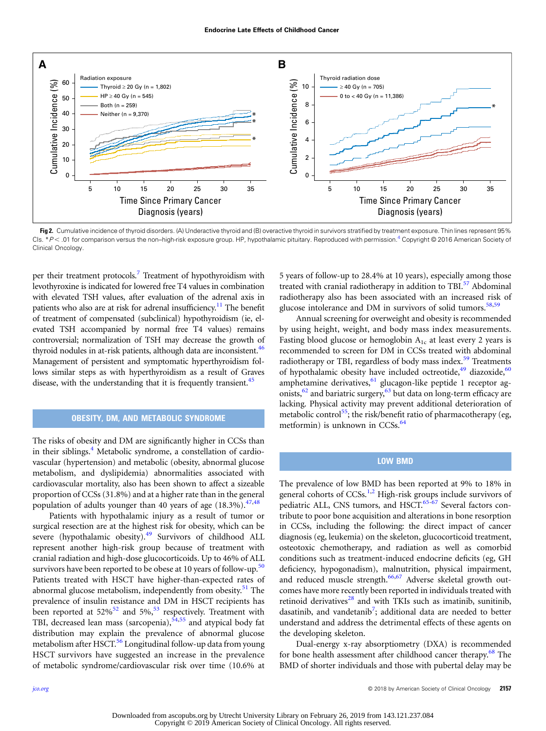Fig 2. Cumulative incidence of thyroid disorders. (A) Underactive thyroid and (B) overactive thyroid in survivors stratified by treatment exposure. Thin lines represent 95% CIs. *$P < .01$ for comparison versus the non–high-risk exposure group. HP, hypothalamic pituitary. Reproduced with permission.[4] Copyright © 2016 American Society of Clinical Oncology.

per their treatment protocols.[7] Treatment of hypothyroidism with levothyroxine is indicated for lowered free T4 values in combination with elevated TSH values, after evaluation of the adrenal axis in patients who also are at risk for adrenal insufficiency.[11] The benefit of treatment of compensated (subclinical) hypothyroidism (ie, elevated TSH accompanied by normal free T4 values) remains controversial; normalization of TSH may decrease the growth of thyroid nodules in at-risk patients, although data are inconsistent.[46] Management of persistent and symptomatic hyperthyroidism follows similar steps as with hyperthyroidism as a result of Graves disease, with the understanding that it is frequently transient.[45]

## OBESITY, DM, AND METABOLIC SYNDROME

The risks of obesity and DM are significantly higher in CCSs than in their siblings.[4] Metabolic syndrome, a constellation of cardiovascular (hypertension) and metabolic (obesity, abnormal glucose metabolism, and dyslipidemia) abnormalities associated with cardiovascular mortality, also has been shown to affect a sizeable proportion of CCSs (31.8%) and at a higher rate than in the general population of adults younger than 40 years of age (18.3%).[47,48]

Patients with hypothalamic injury as a result of tumor or surgical resection are at the highest risk for obesity, which can be severe (hypothalamic obesity).[49] Survivors of childhood ALL represent another high-risk group because of treatment with cranial radiation and high-dose glucocorticoids. Up to 46% of ALL survivors have been reported to be obese at 10 years of follow-up.[50] Patients treated with HSCT have higher-than-expected rates of abnormal glucose metabolism, independently from obesity.[51] The prevalence of insulin resistance and DM in HSCT recipients has been reported at 52%[52] and 5%,[53] respectively. Treatment with TBI, decreased lean mass (sarcopenia),[54,55] and atypical body fat distribution may explain the prevalence of abnormal glucose metabolism after HSCT.[56] Longitudinal follow-up data from young HSCT survivors have suggested an increase in the prevalence of metabolic syndrome/cardiovascular risk over time (10.6% at 5 years of follow-up to 28.4% at 10 years), especially among those treated with cranial radiotherapy in addition to TBI.[57] Abdominal radiotherapy also has been associated with an increased risk of glucose intolerance and DM in survivors of solid tumors.[58,59]

Annual screening for overweight and obesity is recommended by using height, weight, and body mass index measurements. Fasting blood glucose or hemoglobin $A_{1c}$ at least every 2 years is recommended to screen for DM in CCSs treated with abdominal radiotherapy or TBI, regardless of body mass index.[59] Treatments of hypothalamic obesity have included octreotide,[49] diazoxide,[60] amphetamine derivatives,[61] glucagon-like peptide 1 receptor agonists,[62] and bariatric surgery,[63] but data on long-term efficacy are lacking. Physical activity may prevent additional deterioration of metabolic control[55]; the risk/benefit ratio of pharmacotherapy (eg, metformin) is unknown in CCSs.[64]

## LOW BMD

The prevalence of low BMD has been reported at 9% to 18% in general cohorts of CCSs.[1,2] High-risk groups include survivors of pediatric ALL, CNS tumors, and HSCT.[65-67] Several factors contribute to poor bone acquisition and alterations in bone resorption in CCSs, including the following: the direct impact of cancer diagnosis (eg, leukemia) on the skeleton, glucocorticoid treatment, osteotoxic chemotherapy, and radiation as well as comorbid conditions such as treatment-induced endocrine deficits (eg, GH deficiency, hypogonadism), malnutrition, physical impairment, and reduced muscle strength.[66,67] Adverse skeletal growth outcomes have more recently been reported in individuals treated with retinoid derivatives[28] and with TKIs such as imatinib, sunitinib, dasatinib, and vandetanib[7]; additional data are needed to better understand and address the detrimental effects of these agents on the developing skeleton.

Dual-energy x-ray absorptiometry (DXA) is recommended for bone health assessment after childhood cancer therapy.[68] The BMD of shorter individuals and those with pubertal delay may be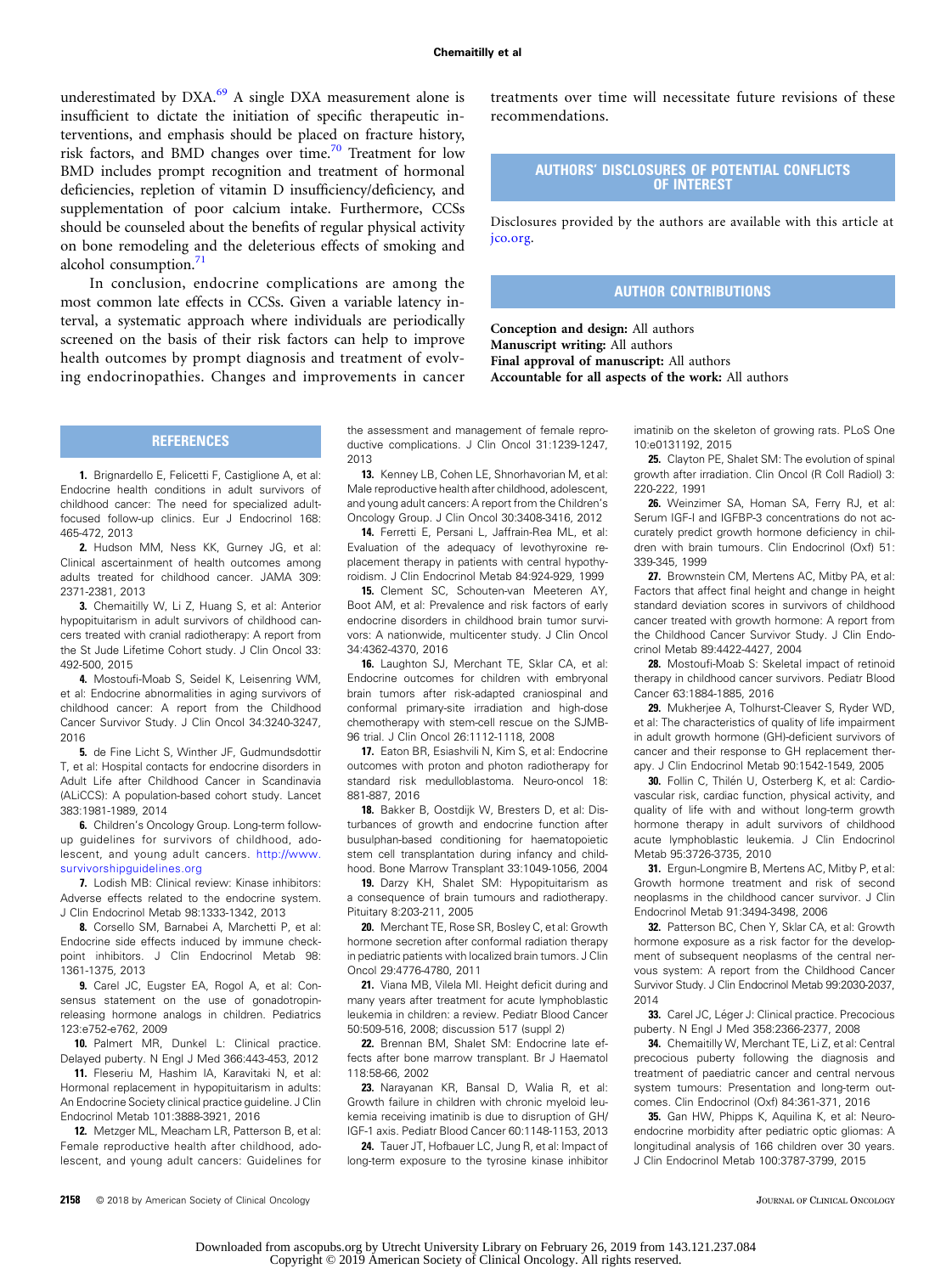underestimated by DXA.[69] A single DXA measurement alone is insufficient to dictate the initiation of specific therapeutic interventions, and emphasis should be placed on fracture history, risk factors, and BMD changes over time.[70] Treatment for low BMD includes prompt recognition and treatment of hormonal deficiencies, repletion of vitamin D insufficiency/deficiency, and supplementation of poor calcium intake. Furthermore, CCSs should be counseled about the benefits of regular physical activity on bone remodeling and the deleterious effects of smoking and alcohol consumption.[71]

In conclusion, endocrine complications are among the most common late effects in CCSs. Given a variable latency interval, a systematic approach where individuals are periodically screened on the basis of their risk factors can help to improve health outcomes by prompt diagnosis and treatment of evolving endocrinopathies. Changes and improvements in cancer treatments over time will necessitate future revisions of these recommendations.

## AUTHORS' DISCLOSURES OF POTENTIAL CONFLICTS OF INTEREST

Disclosures provided by the authors are available with this article at jco.org.

## AUTHOR CONTRIBUTIONS

**Conception and design:** All authors
**Manuscript writing:** All authors
**Final approval of manuscript:** All authors
**Accountable for all aspects of the work:** All authors

## REFERENCES

1. Brignardello E, Felicetti F, Castiglione A, et al: Endocrine health conditions in adult survivors of childhood cancer: The need for specialized adult-focused follow-up clinics. Eur J Endocrinol 168: 465-472, 2013

2. Hudson MM, Ness KK, Gurney JG, et al: Clinical ascertainment of health outcomes among adults treated for childhood cancer. JAMA 309: 2371-2381, 2013

3. Chemaitilly W, Li Z, Huang S, et al: Anterior hypopituitarism in adult survivors of childhood cancers treated with cranial radiotherapy: A report from the St Jude Lifetime Cohort study. J Clin Oncol 33: 492-500, 2015

4. Mostoufi-Moab S, Seidel K, Leisenring WM, et al: Endocrine abnormalities in aging survivors of childhood cancer: A report from the Childhood Cancer Survivor Study. J Clin Oncol 34:3240-3247, 2016

5. de Fine Licht S, Winther JF, Gudmundsdottir T, et al: Hospital contacts for endocrine disorders in Adult Life after Childhood Cancer in Scandinavia (ALiCCS): A population-based cohort study. Lancet 383:1981-1989, 2014

6. Children's Oncology Group. Long-term follow-up guidelines for survivors of childhood, adolescent, and young adult cancers. http://www.survivorshipguidelines.org

7. Lodish MB: Clinical review: Kinase inhibitors: Adverse effects related to the endocrine system. J Clin Endocrinol Metab 98:1333-1342, 2013

8. Corsello SM, Barnabei A, Marchetti P, et al: Endocrine side effects induced by immune checkpoint inhibitors. J Clin Endocrinol Metab 98: 1361-1375, 2013

9. Carel JC, Eugster EA, Rogol A, et al: Consensus statement on the use of gonadotropin-releasing hormone analogs in children. Pediatrics 123:e752-e762, 2009

10. Palmert MR, Dunkel L: Clinical practice. Delayed puberty. N Engl J Med 366:443-453, 2012

11. Fleseriu M, Hashim IA, Karavitaki N, et al: Hormonal replacement in hypopituitarism in adults: An Endocrine Society clinical practice guideline. J Clin Endocrinol Metab 101:3888-3921, 2016

12. Metzger ML, Meacham LR, Patterson B, et al: Female reproductive health after childhood, adolescent, and young adult cancers: Guidelines for the assessment and management of female reproductive complications. J Clin Oncol 31:1239-1247, 2013

13. Kenney LB, Cohen LE, Shnorhavorian M, et al: Male reproductive health after childhood, adolescent, and young adult cancers: A report from the Children's Oncology Group. J Clin Oncol 30:3408-3416, 2012

14. Ferretti E, Persani L, Jaffrain-Rea ML, et al: Evaluation of the adequacy of levothyroxine replacement therapy in patients with central hypothyroidism. J Clin Endocrinol Metab 84:924-929, 1999

15. Clement SC, Schouten-van Meeteren AY, Boot AM, et al: Prevalence and risk factors of early endocrine disorders in childhood brain tumor survivors: A nationwide, multicenter study. J Clin Oncol 34:4362-4370, 2016

16. Laughton SJ, Merchant TE, Sklar CA, et al: Endocrine outcomes for children with embryonal brain tumors after risk-adapted craniospinal and conformal primary-site irradiation and high-dose chemotherapy with stem-cell rescue on the SJMB-96 trial. J Clin Oncol 26:1112-1118, 2008

17. Eaton BR, Esiashvili N, Kim S, et al: Endocrine outcomes with proton and photon radiotherapy for standard risk medulloblastoma. Neuro-oncol 18: 881-887, 2016

18. Bakker B, Oostdijk W, Bresters D, et al: Disturbances of growth and endocrine function after busulphan-based conditioning for haematopoietic stem cell transplantation during infancy and childhood. Bone Marrow Transplant 33:1049-1056, 2004

19. Darzy KH, Shalet SM: Hypopituitarism as a consequence of brain tumours and radiotherapy. Pituitary 8:203-211, 2005

20. Merchant TE, Rose SR, Bosley C, et al: Growth hormone secretion after conformal radiation therapy in pediatric patients with localized brain tumors. J Clin Oncol 29:4776-4780, 2011

21. Viana MB, Vilela MI. Height deficit during and many years after treatment for acute lymphoblastic leukemia in children: a review. Pediatr Blood Cancer 50:509-516, 2008; discussion 517 (suppl 2)

22. Brennan BM, Shalet SM: Endocrine late effects after bone marrow transplant. Br J Haematol 118:58-66, 2002

23. Narayanan KR, Bansal D, Walia R, et al: Growth failure in children with chronic myeloid leukemia receiving imatinib is due to disruption of GH/IGF-1 axis. Pediatr Blood Cancer 60:1148-1153, 2013

24. Tauer JT, Hofbauer LC, Jung R, et al: Impact of long-term exposure to the tyrosine kinase inhibitor imatinib on the skeleton of growing rats. PLoS One 10:e0131192, 2015

25. Clayton PE, Shalet SM: The evolution of spinal growth after irradiation. Clin Oncol (R Coll Radiol) 3: 220-222, 1991

26. Weinzimer SA, Homan SA, Ferry RJ, et al: Serum IGF-I and IGFBP-3 concentrations do not accurately predict growth hormone deficiency in children with brain tumours. Clin Endocrinol (Oxf) 51: 339-345, 1999

27. Brownstein CM, Mertens AC, Mitby PA, et al: Factors that affect final height and change in height standard deviation scores in survivors of childhood cancer treated with growth hormone: A report from the Childhood Cancer Survivor Study. J Clin Endocrinol Metab 89:4422-4427, 2004

28. Mostoufi-Moab S: Skeletal impact of retinoid therapy in childhood cancer survivors. Pediatr Blood Cancer 63:1884-1885, 2016

29. Mukherjee A, Tolhurst-Cleaver S, Ryder WD, et al: The characteristics of quality of life impairment in adult growth hormone (GH)-deficient survivors of cancer and their response to GH replacement therapy. J Clin Endocrinol Metab 90:1542-1549, 2005

30. Follin C, Thilén U, Osterberg K, et al: Cardiovascular risk, cardiac function, physical activity, and quality of life with and without long-term growth hormone therapy in adult survivors of childhood acute lymphoblastic leukemia. J Clin Endocrinol Metab 95:3726-3735, 2010

31. Ergun-Longmire B, Mertens AC, Mitby P, et al: Growth hormone treatment and risk of second neoplasms in the childhood cancer survivor. J Clin Endocrinol Metab 91:3494-3498, 2006

32. Patterson BC, Chen Y, Sklar CA, et al: Growth hormone exposure as a risk factor for the development of subsequent neoplasms of the central nervous system: A report from the Childhood Cancer Survivor Study. J Clin Endocrinol Metab 99:2030-2037, 2014

33. Carel JC, Léger J: Clinical practice. Precocious puberty. N Engl J Med 358:2366-2377, 2008

34. Chemaitilly W, Merchant TE, Li Z, et al: Central precocious puberty following the diagnosis and treatment of paediatric cancer and central nervous system tumours: Presentation and long-term outcomes. Clin Endocrinol (Oxf) 84:361-371, 2016

35. Gan HW, Phipps K, Aquilina K, et al: Neuroendocrine morbidity after pediatric optic gliomas: A longitudinal analysis of 166 children over 30 years. J Clin Endocrinol Metab 100:3787-3799, 2015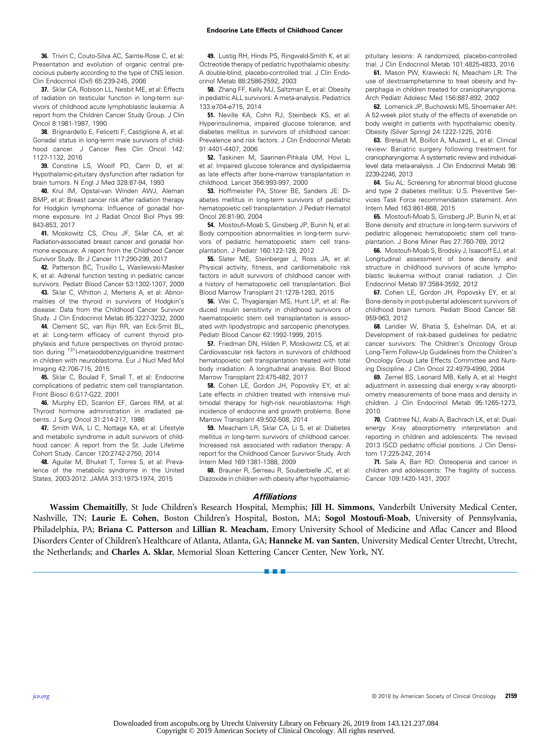36. Trivin C, Couto-Silva AC, Sainte-Rose C, et al: Presentation and evolution of organic central precocious puberty according to the type of CNS lesion. Clin Endocrinol (Oxf) 65:239-245, 2006

37. Sklar CA, Robison LL, Nesbit ME, et al: Effects of radiation on testicular function in long-term survivors of childhood acute lymphoblastic leukemia: A report from the Children Cancer Study Group. J Clin Oncol 8:1981-1987, 1990

38. Brignardello E, Felicetti F, Castiglione A, et al: Gonadal status in long-term male survivors of childhood cancer. J Cancer Res Clin Oncol 142: 1127-1132, 2016

39. Constine LS, Woolf PD, Cann D, et al: Hypothalamic-pituitary dysfunction after radiation for brain tumors. N Engl J Med 328:87-94, 1993

40. Krul IM, Opstal-van Winden AWJ, Aleman BMP, et al: Breast cancer risk after radiation therapy for Hodgkin lymphoma: Influence of gonadal hormone exposure. Int J Radiat Oncol Biol Phys 99: 843-853, 2017

41. Moskowitz CS, Chou JF, Sklar CA, et al: Radiation-associated breast cancer and gonadal hormone exposure: A report from the Childhood Cancer Survivor Study. Br J Cancer 117:290-299, 2017

42. Patterson BC, Truxillo L, Wasilewski-Masker K, et al: Adrenal function testing in pediatric cancer survivors. Pediatr Blood Cancer 53:1302-1307, 2009

43. Sklar C, Whitton J, Mertens A, et al: Abnormalities of the thyroid in survivors of Hodgkin's disease: Data from the Childhood Cancer Survivor Study. J Clin Endocrinol Metab 85:3227-3232, 2000

44. Clement SC, van Rijn RR, van Eck-Smit BL, et al: Long-term efficacy of current thyroid prophylaxis and future perspectives on thyroid protection during [131]I-metaiodobenzylguanidine treatment in children with neuroblastoma. Eur J Nucl Med Mol Imaging 42:706-715, 2015

45. Sklar C, Boulad F, Small T, et al: Endocrine complications of pediatric stem cell transplantation. Front Biosci 6:G17-G22, 2001

46. Murphy ED, Scanlon EF, Garces RM, et al: Thyroid hormone administration in irradiated patients. J Surg Oncol 31:214-217, 1986

47. Smith WA, Li C, Nottage KA, et al: Lifestyle and metabolic syndrome in adult survivors of childhood cancer: A report from the St. Jude Lifetime Cohort Study. Cancer 120:2742-2750, 2014

48. Aguilar M, Bhuket T, Torres S, et al: Prevalence of the metabolic syndrome in the United States, 2003-2012. JAMA 313:1973-1974, 2015

49. Lustig RH, Hinds PS, Ringwald-Smith K, et al: Octreotide therapy of pediatric hypothalamic obesity: A double-blind, placebo-controlled trial. J Clin Endocrinol Metab 88:2586-2592, 2003

50. Zhang FF, Kelly MJ, Saltzman E, et al: Obesity in pediatric ALL survivors: A meta-analysis. Pediatrics 133:e704-e715, 2014

51. Neville KA, Cohn RJ, Steinbeck KS, et al: Hyperinsulinemia, impaired glucose tolerance, and diabetes mellitus in survivors of childhood cancer: Prevalence and risk factors. J Clin Endocrinol Metab 91:4401-4407, 2006

52. Taskinen M, Saarinen-Pihkala UM, Hovi L, et al: Impaired glucose tolerance and dyslipidaemia as late effects after bone-marrow transplantation in childhood. Lancet 356:993-997, 2000

53. Hoffmeister PA, Storer BE, Sanders JE: Diabetes mellitus in long-term survivors of pediatric hematopoietic cell transplantation. J Pediatr Hematol Oncol 26:81-90, 2004

54. Mostoufi-Moab S, Ginsberg JP, Bunin N, et al: Body composition abnormalities in long-term survivors of pediatric hematopoietic stem cell transplantation. J Pediatr 160:122-128, 2012

55. Slater ME, Steinberger J, Ross JA, et al: Physical activity, fitness, and cardiometabolic risk factors in adult survivors of childhood cancer with a history of hematopoietic cell transplantation. Biol Blood Marrow Transplant 21:1278-1283, 2015

56. Wei C, Thyagiarajan MS, Hunt LP, et al: Reduced insulin sensitivity in childhood survivors of haematopoietic stem cell transplantation is associated with lipodystropic and sarcopenic phenotypes. Pediatr Blood Cancer 62:1992-1999, 2015

57. Friedman DN, Hilden P, Moskowitz CS, et al: Cardiovascular risk factors in survivors of childhood hematopoietic cell transplantation treated with total body irradiation: A longitudinal analysis. Biol Blood Marrow Transplant 23:475-482, 2017

58. Cohen LE, Gordon JH, Popovsky EY, et al: Late effects in children treated with intensive multimodal therapy for high-risk neuroblastoma: High incidence of endocrine and growth problems. Bone Marrow Transplant 49:502-508, 2014

59. Meacham LR, Sklar CA, Li S, et al: Diabetes mellitus in long-term survivors of childhood cancer. Increased risk associated with radiation therapy: A report for the Childhood Cancer Survivor Study. Arch Intern Med 169:1381-1388, 2009

60. Brauner R, Serreau R, Souberbielle JC, et al: Diazoxide in children with obesity after hypothalamic-pituitary lesions: A randomized, placebo-controlled trial. J Clin Endocrinol Metab 101:4825-4833, 2016

61. Mason PW, Krawiecki N, Meacham LR: The use of dextroamphetamine to treat obesity and hyperphagia in children treated for craniopharyngioma. Arch Pediatr Adolesc Med 156:887-892, 2002

62. Lomenick JP, Buchowski MS, Shoemaker AH: A 52-week pilot study of the effects of exenatide on body weight in patients with hypothalamic obesity. Obesity (Silver Spring) 24:1222-1225, 2016

63. Bretault M, Boillot A, Muzard L, et al: Clinical review: Bariatric surgery following treatment for craniopharyngioma: A systematic review and individual-level data meta-analysis. J Clin Endocrinol Metab 98: 2239-2246, 2013

64. Siu AL: Screening for abnormal blood glucose and type 2 diabetes mellitus: U.S. Preventive Services Task Force recommendation statement. Ann Intern Med 163:861-868, 2015

65. Mostoufi-Moab S, Ginsberg JP, Bunin N, et al: Bone density and structure in long-term survivors of pediatric allogeneic hematopoietic stem cell transplantation. J Bone Miner Res 27:760-769, 2012

66. Mostoufi-Moab S, Brodsky J, Isaacoff EJ, et al: Longitudinal assessment of bone density and structure in childhood survivors of acute lymphoblastic leukemia without cranial radiation. J Clin Endocrinol Metab 97:3584-3592, 2012

67. Cohen LE, Gordon JH, Popovsky EY, et al: Bone density in post-pubertal adolescent survivors of childhood brain tumors. Pediatr Blood Cancer 58: 959-963, 2012

68. Landier W, Bhatia S, Eshelman DA, et al: Development of risk-based guidelines for pediatric cancer survivors: The Children's Oncology Group Long-Term Follow-Up Guidelines from the Children's Oncology Group Late Effects Committee and Nursing Discipline. J Clin Oncol 22:4979-4990, 2004

69. Zemel BS, Leonard MB, Kelly A, et al: Height adjustment in assessing dual energy x-ray absorptiometry measurements of bone mass and density in children. J Clin Endocrinol Metab 95:1265-1273, 2010

70. Crabtree NJ, Arabi A, Bachrach LK, et al: Dual-energy X-ray absorptiometry interpretation and reporting in children and adolescents: The revised 2013 ISCD pediatric official positions. J Clin Densitom 17:225-242, 2014

71. Sala A, Barr RD: Osteopenia and cancer in children and adolescents: The fragility of success. Cancer 109:1420-1431, 2007

### *Affiliations*

**Wassim Chemaitilly**, St Jude Children's Research Hospital, Memphis; **Jill H. Simmons**, Vanderbilt University Medical Center, Nashville, TN; **Laurie E. Cohen**, Boston Children's Hospital, Boston, MA; **Sogol Mostoufi-Moab**, University of Pennsylvania, Philadelphia, PA; **Briana C. Patterson** and **Lillian R. Meacham**, Emory University School of Medicine and Aflac Cancer and Blood Disorders Center of Children's Healthcare of Atlanta, Atlanta, GA; **Hanneke M. van Santen**, University Medical Center Utrecht, Utrecht, the Netherlands; and **Charles A. Sklar**, Memorial Sloan Kettering Cancer Center, New York, NY.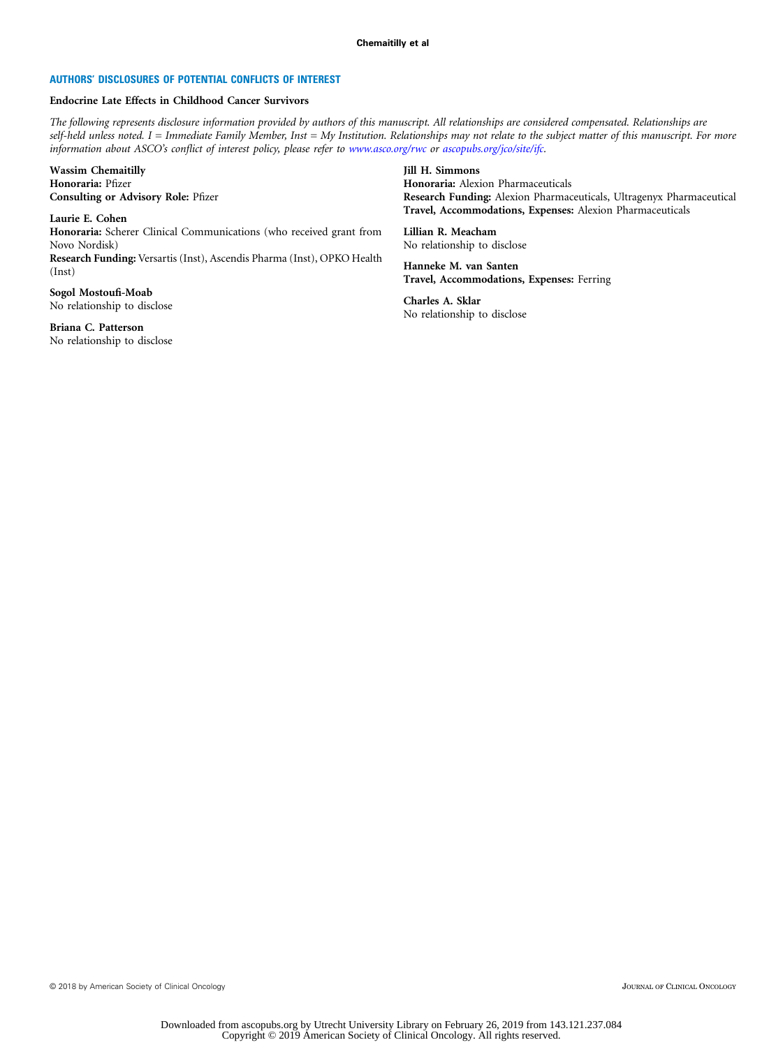## AUTHORS' DISCLOSURES OF POTENTIAL CONFLICTS OF INTEREST

### Endocrine Late Effects in Childhood Cancer Survivors

*The following represents disclosure information provided by authors of this manuscript. All relationships are considered compensated. Relationships are self-held unless noted. I = Immediate Family Member, Inst = My Institution. Relationships may not relate to the subject matter of this manuscript. For more information about ASCO's conflict of interest policy, please refer to www.asco.org/rwc or ascopubs.org/jco/site/ifc.*

**Wassim Chemaitilly**
**Honoraria:** Pfizer
**Consulting or Advisory Role:** Pfizer

**Laurie E. Cohen**
**Honoraria:** Scherer Clinical Communications (who received grant from Novo Nordisk)
**Research Funding:** Versartis (Inst), Ascendis Pharma (Inst), OPKO Health (Inst)

**Sogol Mostoufi-Moab**
No relationship to disclose

**Briana C. Patterson**
No relationship to disclose

**Jill H. Simmons**
**Honoraria:** Alexion Pharmaceuticals
**Research Funding:** Alexion Pharmaceuticals, Ultragenyx Pharmaceutical
**Travel, Accommodations, Expenses:** Alexion Pharmaceuticals

**Lillian R. Meacham**
No relationship to disclose

**Hanneke M. van Santen**
**Travel, Accommodations, Expenses:** Ferring

**Charles A. Sklar**
No relationship to disclose